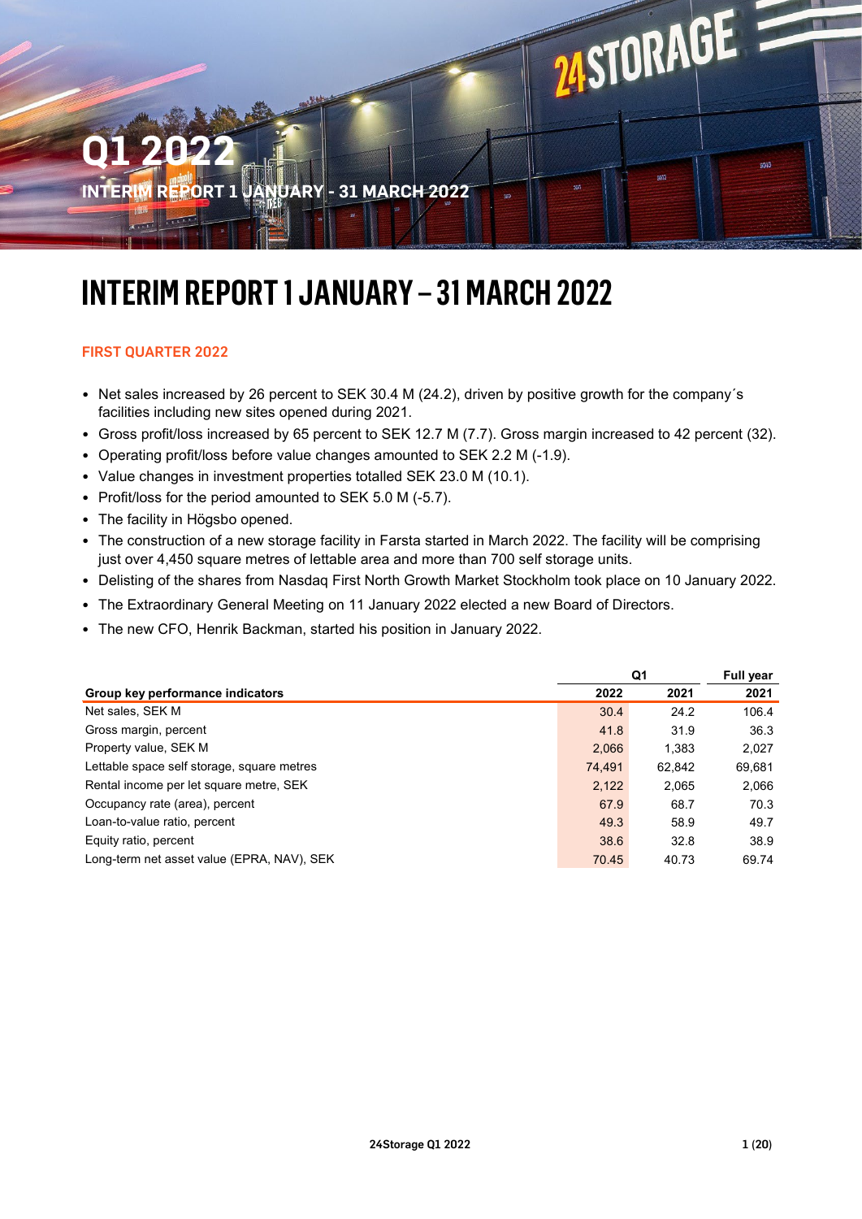# Q1 2022

INTERIM REPORT 1 JANUARY - 31 MARCH 2022

# INTERIM REPORT 1 JANUARY – 31 MARCH 2022

## FIRST QUARTER 2022

- Net sales increased by 26 percent to SEK 30.4 M (24.2), driven by positive growth for the company´s facilities including new sites opened during 2021.
- Gross profit/loss increased by 65 percent to SEK 12.7 M (7.7). Gross margin increased to 42 percent (32).
- Operating profit/loss before value changes amounted to SEK 2.2 M (-1.9).
- Value changes in investment properties totalled SEK 23.0 M (10.1).
- Profit/loss for the period amounted to SEK 5.0 M (-5.7).
- The facility in Högsbo opened.
- The construction of a new storage facility in Farsta started in March 2022. The facility will be comprising just over 4,450 square metres of lettable area and more than 700 self storage units.
- Delisting of the shares from Nasdaq First North Growth Market Stockholm took place on 10 January 2022.
- The Extraordinary General Meeting on 11 January 2022 elected a new Board of Directors.
- The new CFO, Henrik Backman, started his position in January 2022.

| | Q1 | | Full year |
|---|---|---|---|
| **Group key performance indicators** | **2022** | **2021** | **2021** |
| Net sales, SEK M | 30.4 | 24.2 | 106.4 |
| Gross margin, percent | 41.8 | 31.9 | 36.3 |
| Property value, SEK M | 2,066 | 1,383 | 2,027 |
| Lettable space self storage, square metres | 74,491 | 62,842 | 69,681 |
| Rental income per let square metre, SEK | 2,122 | 2,065 | 2,066 |
| Occupancy rate (area), percent | 67.9 | 68.7 | 70.3 |
| Loan-to-value ratio, percent | 49.3 | 58.9 | 49.7 |
| Equity ratio, percent | 38.6 | 32.8 | 38.9 |
| Long-term net asset value (EPRA, NAV), SEK | 70.45 | 40.73 | 69.74 |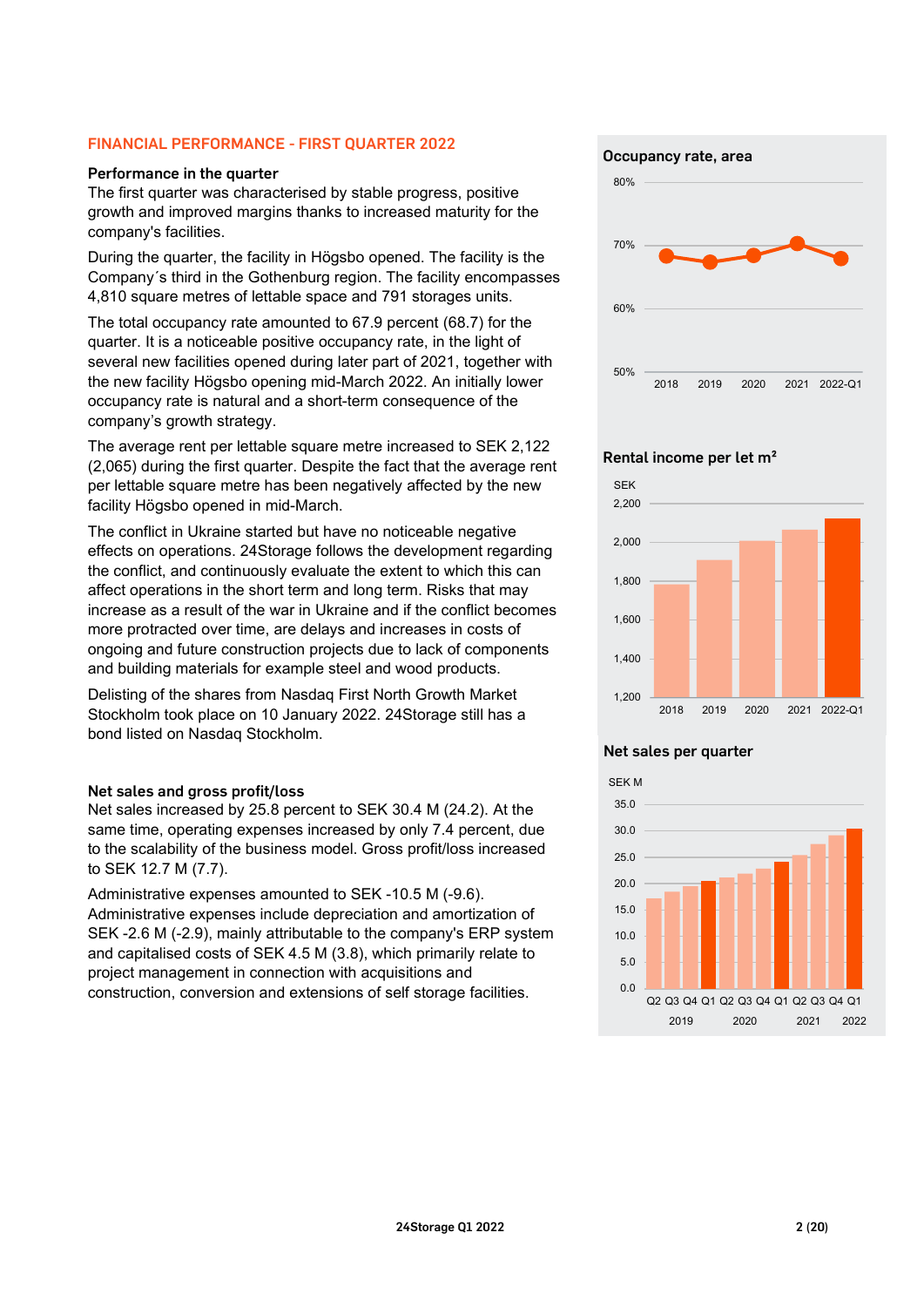## FINANCIAL PERFORMANCE - FIRST QUARTER 2022

### Performance in the quarter

The first quarter was characterised by stable progress, positive growth and improved margins thanks to increased maturity for the company's facilities.

During the quarter, the facility in Högsbo opened. The facility is the Company´s third in the Gothenburg region. The facility encompasses 4,810 square metres of lettable space and 791 storages units.

The total occupancy rate amounted to 67.9 percent (68.7) for the quarter. It is a noticeable positive occupancy rate, in the light of several new facilities opened during later part of 2021, together with the new facility Högsbo opening mid-March 2022. An initially lower occupancy rate is natural and a short-term consequence of the company's growth strategy.

The average rent per lettable square metre increased to SEK 2,122 (2,065) during the first quarter. Despite the fact that the average rent per lettable square metre has been negatively affected by the new facility Högsbo opened in mid-March.

The conflict in Ukraine started but have no noticeable negative effects on operations. 24Storage follows the development regarding the conflict, and continuously evaluate the extent to which this can affect operations in the short term and long term. Risks that may increase as a result of the war in Ukraine and if the conflict becomes more protracted over time, are delays and increases in costs of ongoing and future construction projects due to lack of components and building materials for example steel and wood products.

Delisting of the shares from Nasdaq First North Growth Market Stockholm took place on 10 January 2022. 24Storage still has a bond listed on Nasdaq Stockholm.

### Net sales and gross profit/loss

Net sales increased by 25.8 percent to SEK 30.4 M (24.2). At the same time, operating expenses increased by only 7.4 percent, due to the scalability of the business model. Gross profit/loss increased to SEK 12.7 M (7.7).

Administrative expenses amounted to SEK -10.5 M (-9.6). Administrative expenses include depreciation and amortization of SEK -2.6 M (-2.9), mainly attributable to the company's ERP system and capitalised costs of SEK 4.5 M (3.8), which primarily relate to project management in connection with acquisitions and construction, conversion and extensions of self storage facilities.

**Occupancy rate, area**

**Rental income per let m²**

**Net sales per quarter**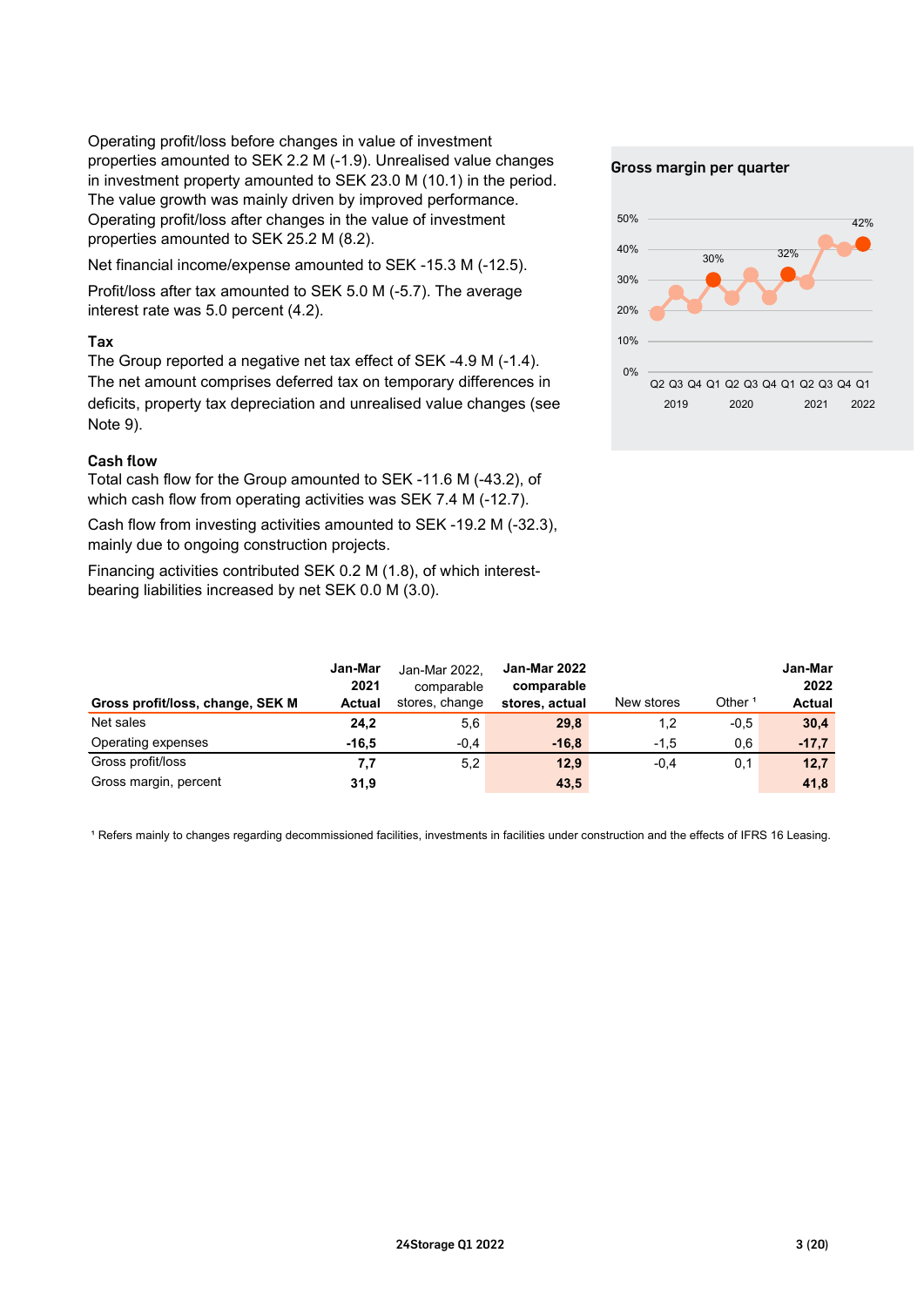Operating profit/loss before changes in value of investment properties amounted to SEK 2.2 M (-1.9). Unrealised value changes in investment property amounted to SEK 23.0 M (10.1) in the period. The value growth was mainly driven by improved performance. Operating profit/loss after changes in the value of investment properties amounted to SEK 25.2 M (8.2).

Net financial income/expense amounted to SEK -15.3 M (-12.5).

Profit/loss after tax amounted to SEK 5.0 M (-5.7). The average interest rate was 5.0 percent (4.2).

### Tax

The Group reported a negative net tax effect of SEK -4.9 M (-1.4). The net amount comprises deferred tax on temporary differences in deficits, property tax depreciation and unrealised value changes (see Note 9).

### Cash flow

Total cash flow for the Group amounted to SEK -11.6 M (-43.2), of which cash flow from operating activities was SEK 7.4 M (-12.7).

Cash flow from investing activities amounted to SEK -19.2 M (-32.3), mainly due to ongoing construction projects.

Financing activities contributed SEK 0.2 M (1.8), of which interest-bearing liabilities increased by net SEK 0.0 M (3.0).

**Gross margin per quarter**

| | 2019 Q2 | Q3 | Q4 | 2020 Q1 | Q2 | Q3 | Q4 | 2021 Q1 | Q2 | Q3 | Q4 | 2022 Q1 |
|---|---|---|---|---|---|---|---|---|---|---|---|---|
| Gross margin | | | | 30% | | | | 32% | | | | 42% |

| Gross profit/loss, change, SEK M | Jan-Mar 2021 Actual | Jan-Mar 2022, comparable stores, change | Jan-Mar 2022 comparable stores, actual | New stores | Other [1] | Jan-Mar 2022 Actual |
|---|---|---|---|---|---|---|
| Net sales | 24,2 | 5,6 | 29,8 | 1,2 | -0,5 | 30,4 |
| Operating expenses | -16,5 | -0,4 | -16,8 | -1,5 | 0,6 | -17,7 |
| Gross profit/loss | 7,7 | 5,2 | 12,9 | -0,4 | 0,1 | 12,7 |
| Gross margin, percent | 31,9 | | 43,5 | | | 41,8 |

[1] Refers mainly to changes regarding decommissioned facilities, investments in facilities under construction and the effects of IFRS 16 Leasing.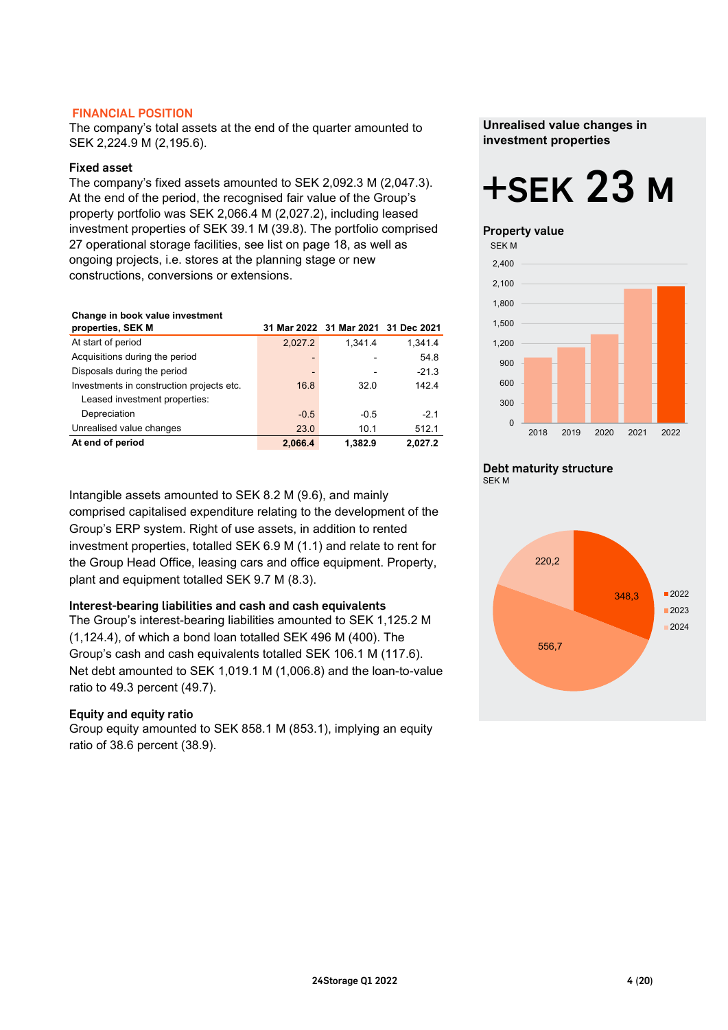## FINANCIAL POSITION

The company's total assets at the end of the quarter amounted to SEK 2,224.9 M (2,195.6).

### Fixed asset

The company's fixed assets amounted to SEK 2,092.3 M (2,047.3). At the end of the period, the recognised fair value of the Group's property portfolio was SEK 2,066.4 M (2,027.2), including leased investment properties of SEK 39.1 M (39.8). The portfolio comprised 27 operational storage facilities, see list on page 18, as well as ongoing projects, i.e. stores at the planning stage or new constructions, conversions or extensions.

| Change in book value investment properties, SEK M | 31 Mar 2022 | 31 Mar 2021 | 31 Dec 2021 |
|---|---|---|---|
| At start of period | 2,027.2 | 1,341.4 | 1,341.4 |
| Acquisitions during the period | - | - | 54.8 |
| Disposals during the period | - | - | -21.3 |
| Investments in construction projects etc. | 16.8 | 32.0 | 142.4 |
| Leased investment properties: | | | |
| Depreciation | -0.5 | -0.5 | -2.1 |
| Unrealised value changes | 23.0 | 10.1 | 512.1 |
| **At end of period** | **2,066.4** | **1,382.9** | **2,027.2** |

Intangible assets amounted to SEK 8.2 M (9.6), and mainly comprised capitalised expenditure relating to the development of the Group's ERP system. Right of use assets, in addition to rented investment properties, totalled SEK 6.9 M (1.1) and relate to rent for the Group Head Office, leasing cars and office equipment. Property, plant and equipment totalled SEK 9.7 M (8.3).

### Interest-bearing liabilities and cash and cash equivalents

The Group's interest-bearing liabilities amounted to SEK 1,125.2 M (1,124.4), of which a bond loan totalled SEK 496 M (400). The Group's cash and cash equivalents totalled SEK 106.1 M (117.6). Net debt amounted to SEK 1,019.1 M (1,006.8) and the loan-to-value ratio to 49.3 percent (49.7).

### Equity and equity ratio

Group equity amounted to SEK 858.1 M (853.1), implying an equity ratio of 38.6 percent (38.9).

**Unrealised value changes in investment properties**

**+SEK 23 M**

**Property value**

SEK M

| Year | 2018 | 2019 | 2020 | 2021 | 2022 |
|---|---|---|---|---|---|

**Debt maturity structure**

SEK M

| Year | SEK M |
|---|---|
| 2022 | 348,3 |
| 2023 | 556,7 |
| 2024 | 220,2 |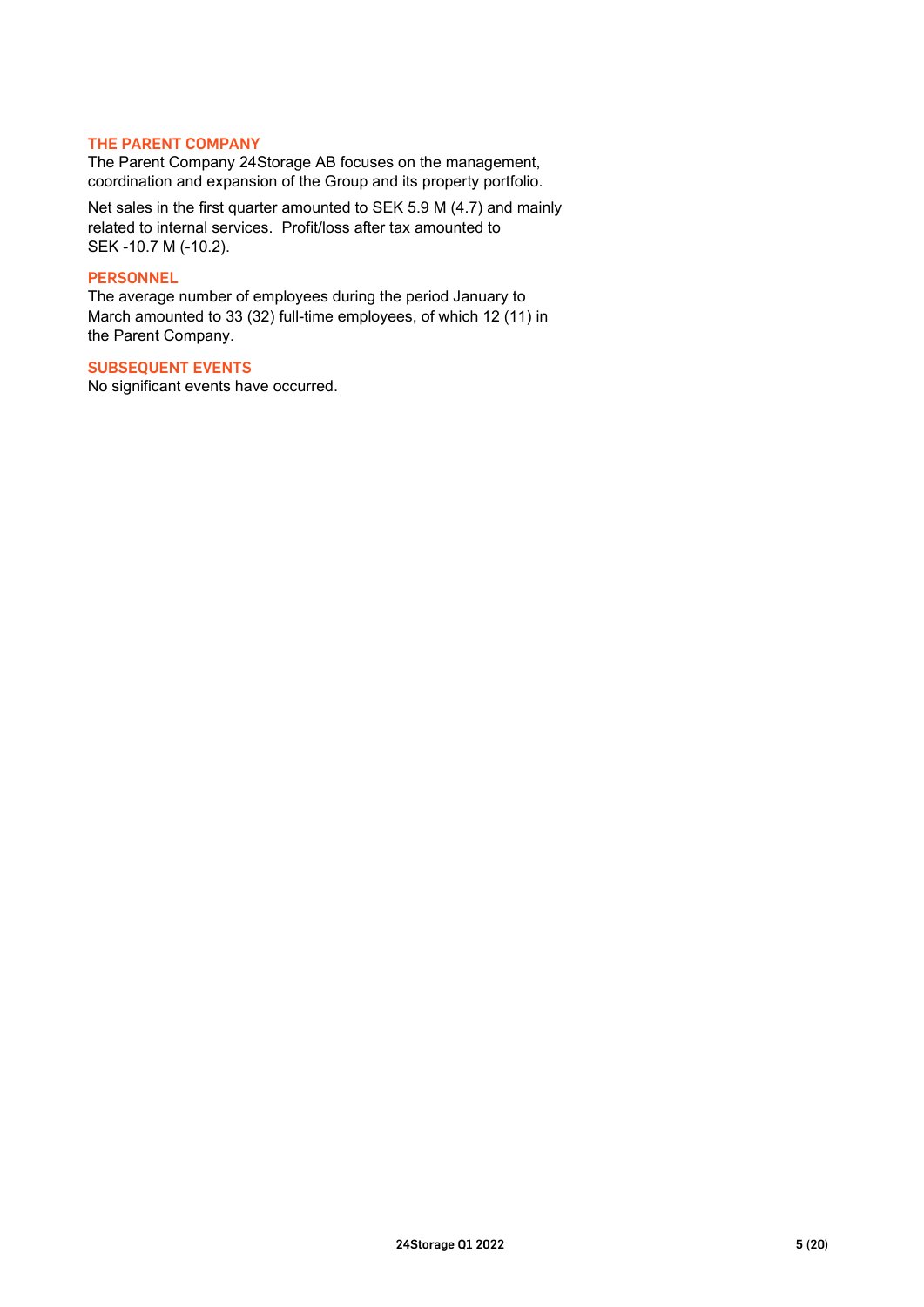## THE PARENT COMPANY

The Parent Company 24Storage AB focuses on the management, coordination and expansion of the Group and its property portfolio.

Net sales in the first quarter amounted to SEK 5.9 M (4.7) and mainly related to internal services. Profit/loss after tax amounted to SEK -10.7 M (-10.2).

## PERSONNEL

The average number of employees during the period January to March amounted to 33 (32) full-time employees, of which 12 (11) in the Parent Company.

## SUBSEQUENT EVENTS

No significant events have occurred.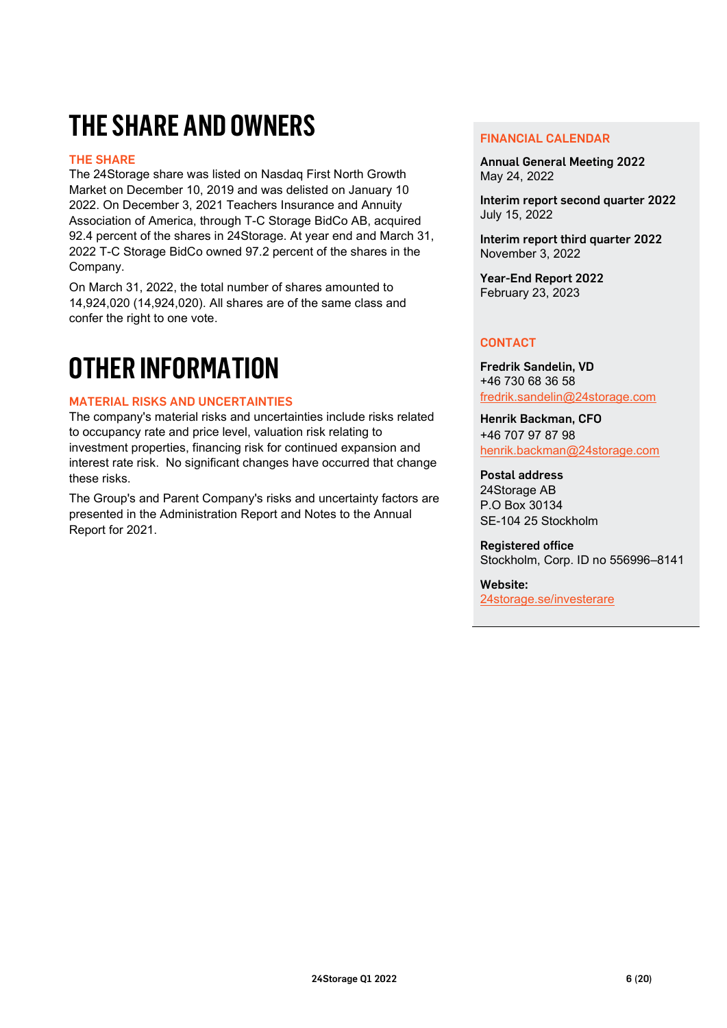# THE SHARE AND OWNERS

### THE SHARE

The 24Storage share was listed on Nasdaq First North Growth Market on December 10, 2019 and was delisted on January 10 2022. On December 3, 2021 Teachers Insurance and Annuity Association of America, through T-C Storage BidCo AB, acquired 92.4 percent of the shares in 24Storage. At year end and March 31, 2022 T-C Storage BidCo owned 97.2 percent of the shares in the Company.

On March 31, 2022, the total number of shares amounted to 14,924,020 (14,924,020). All shares are of the same class and confer the right to one vote.

# OTHER INFORMATION

### MATERIAL RISKS AND UNCERTAINTIES

The company's material risks and uncertainties include risks related to occupancy rate and price level, valuation risk relating to investment properties, financing risk for continued expansion and interest rate risk. No significant changes have occurred that change these risks.

The Group's and Parent Company's risks and uncertainty factors are presented in the Administration Report and Notes to the Annual Report for 2021.

### FINANCIAL CALENDAR

**Annual General Meeting 2022**
May 24, 2022

**Interim report second quarter 2022**
July 15, 2022

**Interim report third quarter 2022**
November 3, 2022

**Year-End Report 2022**
February 23, 2023

### CONTACT

**Fredrik Sandelin, VD**
+46 730 68 36 58
fredrik.sandelin@24storage.com

**Henrik Backman, CFO**
+46 707 97 87 98
henrik.backman@24storage.com

**Postal address**
24Storage AB
P.O Box 30134
SE-104 25 Stockholm

**Registered office**
Stockholm, Corp. ID no 556996–8141

**Website:**
24storage.se/investerare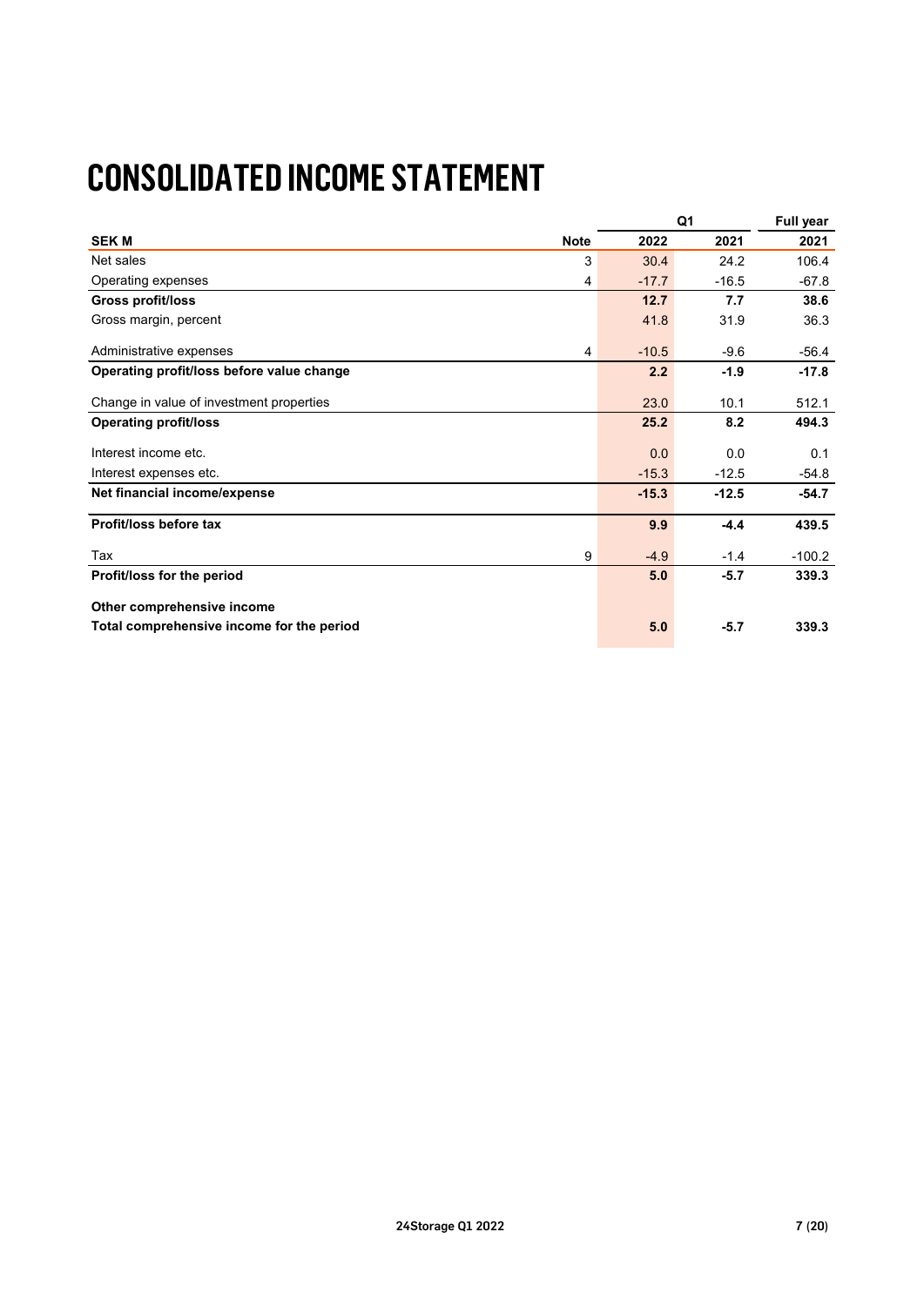# CONSOLIDATED INCOME STATEMENT

| | | Q1 | | Full year |
|---|---|---|---|---|
| **SEK M** | **Note** | **2022** | **2021** | **2021** |
| Net sales | 3 | 30.4 | 24.2 | 106.4 |
| Operating expenses | 4 | -17.7 | -16.5 | -67.8 |
| **Gross profit/loss** | | **12.7** | **7.7** | **38.6** |
| Gross margin, percent | | 41.8 | 31.9 | 36.3 |
| Administrative expenses | 4 | -10.5 | -9.6 | -56.4 |
| **Operating profit/loss before value change** | | **2.2** | **-1.9** | **-17.8** |
| Change in value of investment properties | | 23.0 | 10.1 | 512.1 |
| **Operating profit/loss** | | **25.2** | **8.2** | **494.3** |
| Interest income etc. | | 0.0 | 0.0 | 0.1 |
| Interest expenses etc. | | -15.3 | -12.5 | -54.8 |
| **Net financial income/expense** | | **-15.3** | **-12.5** | **-54.7** |
| **Profit/loss before tax** | | **9.9** | **-4.4** | **439.5** |
| Tax | 9 | -4.9 | -1.4 | -100.2 |
| **Profit/loss for the period** | | **5.0** | **-5.7** | **339.3** |
| **Other comprehensive income** | | | | |
| **Total comprehensive income for the period** | | **5.0** | **-5.7** | **339.3** |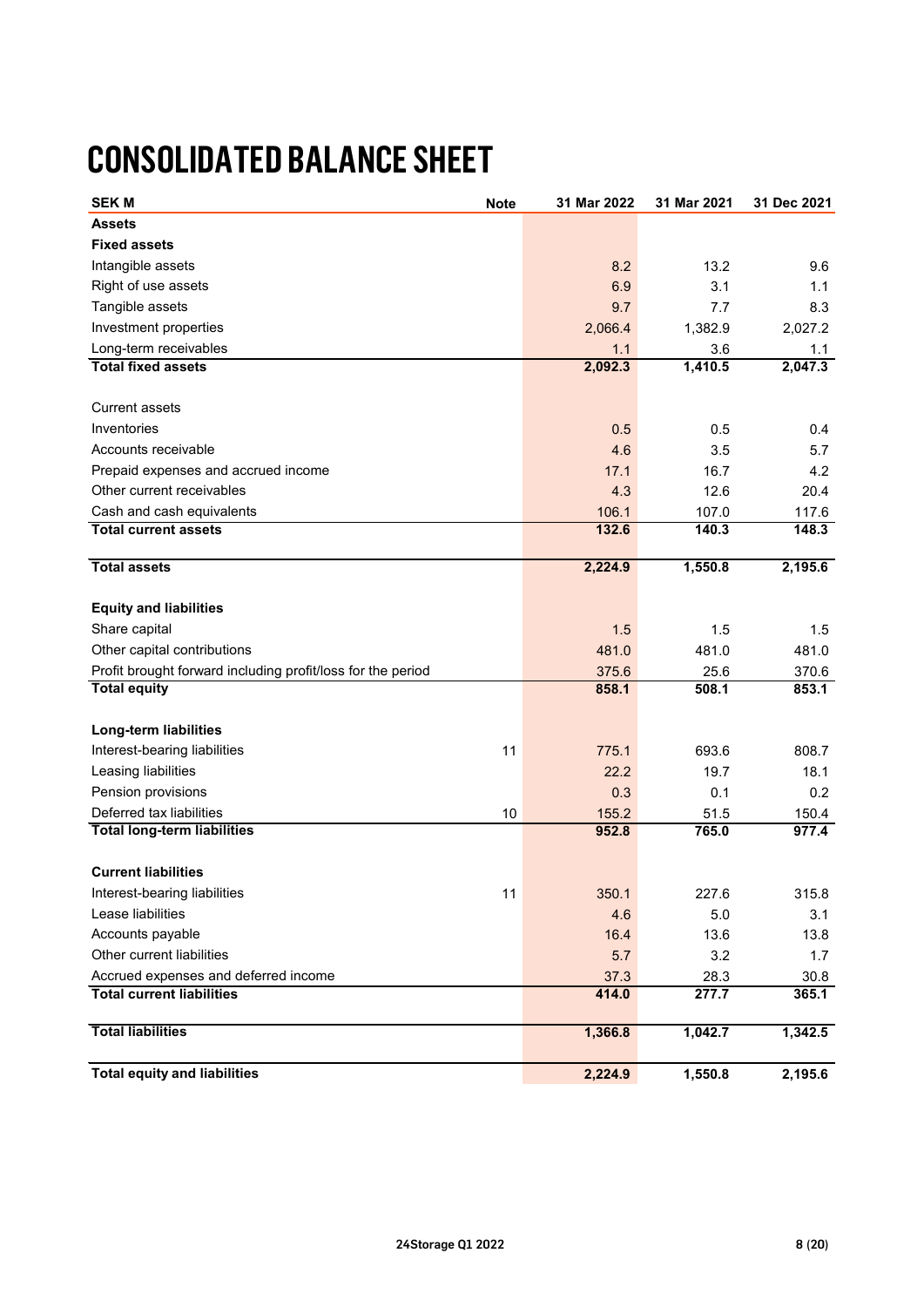# CONSOLIDATED BALANCE SHEET

| SEK M | Note | 31 Mar 2022 | 31 Mar 2021 | 31 Dec 2021 |
|---|---|---|---|---|
| **Assets** | | | | |
| **Fixed assets** | | | | |
| Intangible assets | | 8.2 | 13.2 | 9.6 |
| Right of use assets | | 6.9 | 3.1 | 1.1 |
| Tangible assets | | 9.7 | 7.7 | 8.3 |
| Investment properties | | 2,066.4 | 1,382.9 | 2,027.2 |
| Long-term receivables | | 1.1 | 3.6 | 1.1 |
| **Total fixed assets** | | **2,092.3** | **1,410.5** | **2,047.3** |
| | | | | |
| Current assets | | | | |
| Inventories | | 0.5 | 0.5 | 0.4 |
| Accounts receivable | | 4.6 | 3.5 | 5.7 |
| Prepaid expenses and accrued income | | 17.1 | 16.7 | 4.2 |
| Other current receivables | | 4.3 | 12.6 | 20.4 |
| Cash and cash equivalents | | 106.1 | 107.0 | 117.6 |
| **Total current assets** | | **132.6** | **140.3** | **148.3** |
| | | | | |
| **Total assets** | | **2,224.9** | **1,550.8** | **2,195.6** |
| | | | | |
| **Equity and liabilities** | | | | |
| Share capital | | 1.5 | 1.5 | 1.5 |
| Other capital contributions | | 481.0 | 481.0 | 481.0 |
| Profit brought forward including profit/loss for the period | | 375.6 | 25.6 | 370.6 |
| **Total equity** | | **858.1** | **508.1** | **853.1** |
| | | | | |
| **Long-term liabilities** | | | | |
| Interest-bearing liabilities | 11 | 775.1 | 693.6 | 808.7 |
| Leasing liabilities | | 22.2 | 19.7 | 18.1 |
| Pension provisions | | 0.3 | 0.1 | 0.2 |
| Deferred tax liabilities | 10 | 155.2 | 51.5 | 150.4 |
| **Total long-term liabilities** | | **952.8** | **765.0** | **977.4** |
| | | | | |
| **Current liabilities** | | | | |
| Interest-bearing liabilities | 11 | 350.1 | 227.6 | 315.8 |
| Lease liabilities | | 4.6 | 5.0 | 3.1 |
| Accounts payable | | 16.4 | 13.6 | 13.8 |
| Other current liabilities | | 5.7 | 3.2 | 1.7 |
| Accrued expenses and deferred income | | 37.3 | 28.3 | 30.8 |
| **Total current liabilities** | | **414.0** | **277.7** | **365.1** |
| | | | | |
| **Total liabilities** | | **1,366.8** | **1,042.7** | **1,342.5** |
| | | | | |
| **Total equity and liabilities** | | **2,224.9** | **1,550.8** | **2,195.6** |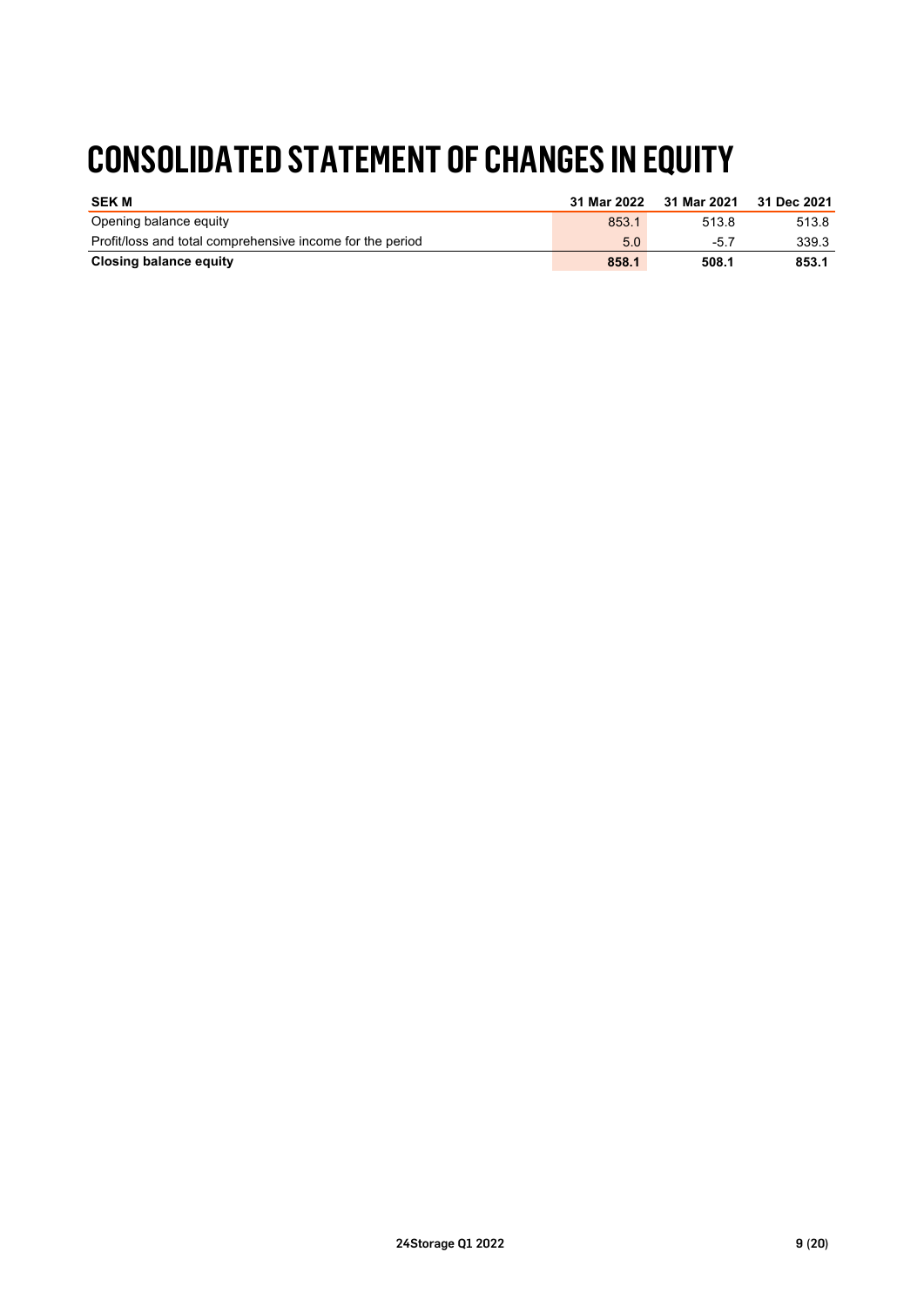# CONSOLIDATED STATEMENT OF CHANGES IN EQUITY

| SEK M | 31 Mar 2022 | 31 Mar 2021 | 31 Dec 2021 |
|---|---|---|---|
| Opening balance equity | 853.1 | 513.8 | 513.8 |
| Profit/loss and total comprehensive income for the period | 5.0 | -5.7 | 339.3 |
| **Closing balance equity** | **858.1** | **508.1** | **853.1** |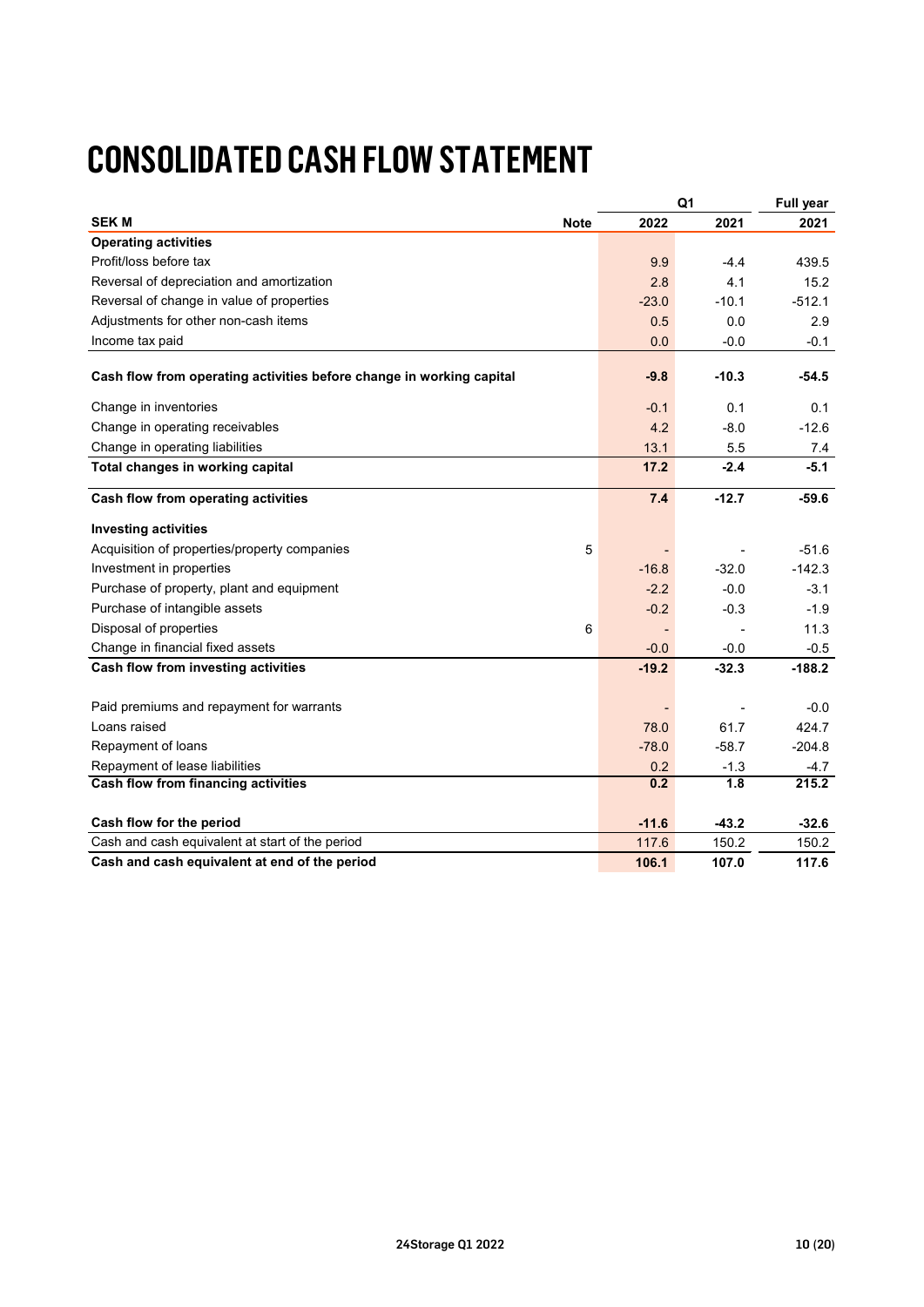# CONSOLIDATED CASH FLOW STATEMENT

| | | Q1 | | Full year |
|---|---|---|---|---|
| **SEK M** | **Note** | **2022** | **2021** | **2021** |
| **Operating activities** | | | | |
| Profit/loss before tax | | 9.9 | -4.4 | 439.5 |
| Reversal of depreciation and amortization | | 2.8 | 4.1 | 15.2 |
| Reversal of change in value of properties | | -23.0 | -10.1 | -512.1 |
| Adjustments for other non-cash items | | 0.5 | 0.0 | 2.9 |
| Income tax paid | | 0.0 | -0.0 | -0.1 |
| **Cash flow from operating activities before change in working capital** | | **-9.8** | **-10.3** | **-54.5** |
| Change in inventories | | -0.1 | 0.1 | 0.1 |
| Change in operating receivables | | 4.2 | -8.0 | -12.6 |
| Change in operating liabilities | | 13.1 | 5.5 | 7.4 |
| **Total changes in working capital** | | **17.2** | **-2.4** | **-5.1** |
| **Cash flow from operating activities** | | **7.4** | **-12.7** | **-59.6** |
| **Investing activities** | | | | |
| Acquisition of properties/property companies | 5 | - | - | -51.6 |
| Investment in properties | | -16.8 | -32.0 | -142.3 |
| Purchase of property, plant and equipment | | -2.2 | -0.0 | -3.1 |
| Purchase of intangible assets | | -0.2 | -0.3 | -1.9 |
| Disposal of properties | 6 | - | - | 11.3 |
| Change in financial fixed assets | | -0.0 | -0.0 | -0.5 |
| **Cash flow from investing activities** | | **-19.2** | **-32.3** | **-188.2** |
| Paid premiums and repayment for warrants | | - | - | -0.0 |
| Loans raised | | 78.0 | 61.7 | 424.7 |
| Repayment of loans | | -78.0 | -58.7 | -204.8 |
| Repayment of lease liabilities | | 0.2 | -1.3 | -4.7 |
| **Cash flow from financing activities** | | **0.2** | **1.8** | **215.2** |
| **Cash flow for the period** | | **-11.6** | **-43.2** | **-32.6** |
| Cash and cash equivalent at start of the period | | 117.6 | 150.2 | 150.2 |
| **Cash and cash equivalent at end of the period** | | **106.1** | **107.0** | **117.6** |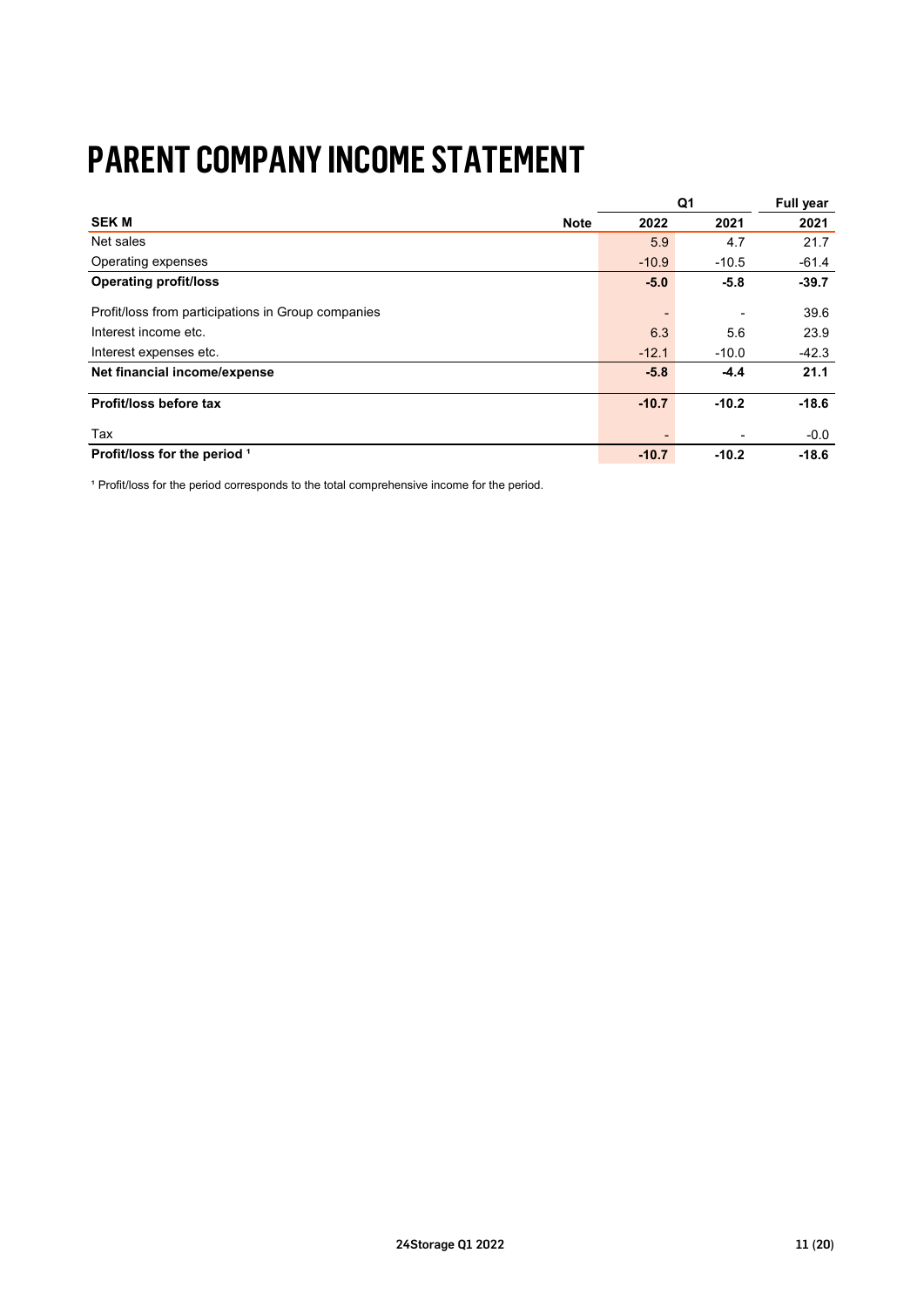# PARENT COMPANY INCOME STATEMENT

| | | Q1 | | Full year |
|---|---|---|---|---|
| **SEK M** | **Note** | **2022** | **2021** | **2021** |
| Net sales | | 5.9 | 4.7 | 21.7 |
| Operating expenses | | -10.9 | -10.5 | -61.4 |
| **Operating profit/loss** | | **-5.0** | **-5.8** | **-39.7** |
| Profit/loss from participations in Group companies | | - | - | 39.6 |
| Interest income etc. | | 6.3 | 5.6 | 23.9 |
| Interest expenses etc. | | -12.1 | -10.0 | -42.3 |
| **Net financial income/expense** | | **-5.8** | **-4.4** | **21.1** |
| **Profit/loss before tax** | | **-10.7** | **-10.2** | **-18.6** |
| Tax | | - | - | -0.0 |
| **Profit/loss for the period [1]** | | **-10.7** | **-10.2** | **-18.6** |

[1] Profit/loss for the period corresponds to the total comprehensive income for the period.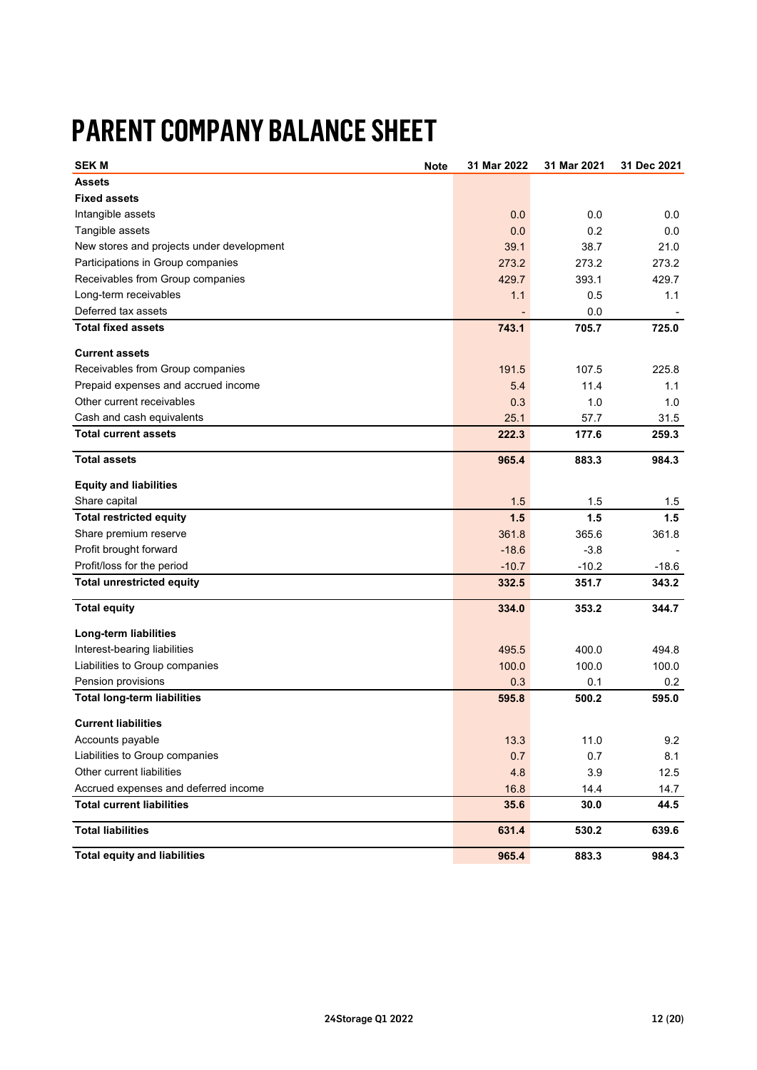# PARENT COMPANY BALANCE SHEET

| SEK M | Note | 31 Mar 2022 | 31 Mar 2021 | 31 Dec 2021 |
|---|---|---|---|---|
| **Assets** | | | | |
| **Fixed assets** | | | | |
| Intangible assets | | 0.0 | 0.0 | 0.0 |
| Tangible assets | | 0.0 | 0.2 | 0.0 |
| New stores and projects under development | | 39.1 | 38.7 | 21.0 |
| Participations in Group companies | | 273.2 | 273.2 | 273.2 |
| Receivables from Group companies | | 429.7 | 393.1 | 429.7 |
| Long-term receivables | | 1.1 | 0.5 | 1.1 |
| Deferred tax assets | | - | 0.0 | - |
| **Total fixed assets** | | **743.1** | **705.7** | **725.0** |
| **Current assets** | | | | |
| Receivables from Group companies | | 191.5 | 107.5 | 225.8 |
| Prepaid expenses and accrued income | | 5.4 | 11.4 | 1.1 |
| Other current receivables | | 0.3 | 1.0 | 1.0 |
| Cash and cash equivalents | | 25.1 | 57.7 | 31.5 |
| **Total current assets** | | **222.3** | **177.6** | **259.3** |
| **Total assets** | | **965.4** | **883.3** | **984.3** |
| **Equity and liabilities** | | | | |
| Share capital | | 1.5 | 1.5 | 1.5 |
| **Total restricted equity** | | **1.5** | **1.5** | **1.5** |
| Share premium reserve | | 361.8 | 365.6 | 361.8 |
| Profit brought forward | | -18.6 | -3.8 | - |
| Profit/loss for the period | | -10.7 | -10.2 | -18.6 |
| **Total unrestricted equity** | | **332.5** | **351.7** | **343.2** |
| **Total equity** | | **334.0** | **353.2** | **344.7** |
| **Long-term liabilities** | | | | |
| Interest-bearing liabilities | | 495.5 | 400.0 | 494.8 |
| Liabilities to Group companies | | 100.0 | 100.0 | 100.0 |
| Pension provisions | | 0.3 | 0.1 | 0.2 |
| **Total long-term liabilities** | | **595.8** | **500.2** | **595.0** |
| **Current liabilities** | | | | |
| Accounts payable | | 13.3 | 11.0 | 9.2 |
| Liabilities to Group companies | | 0.7 | 0.7 | 8.1 |
| Other current liabilities | | 4.8 | 3.9 | 12.5 |
| Accrued expenses and deferred income | | 16.8 | 14.4 | 14.7 |
| **Total current liabilities** | | **35.6** | **30.0** | **44.5** |
| **Total liabilities** | | **631.4** | **530.2** | **639.6** |
| **Total equity and liabilities** | | **965.4** | **883.3** | **984.3** |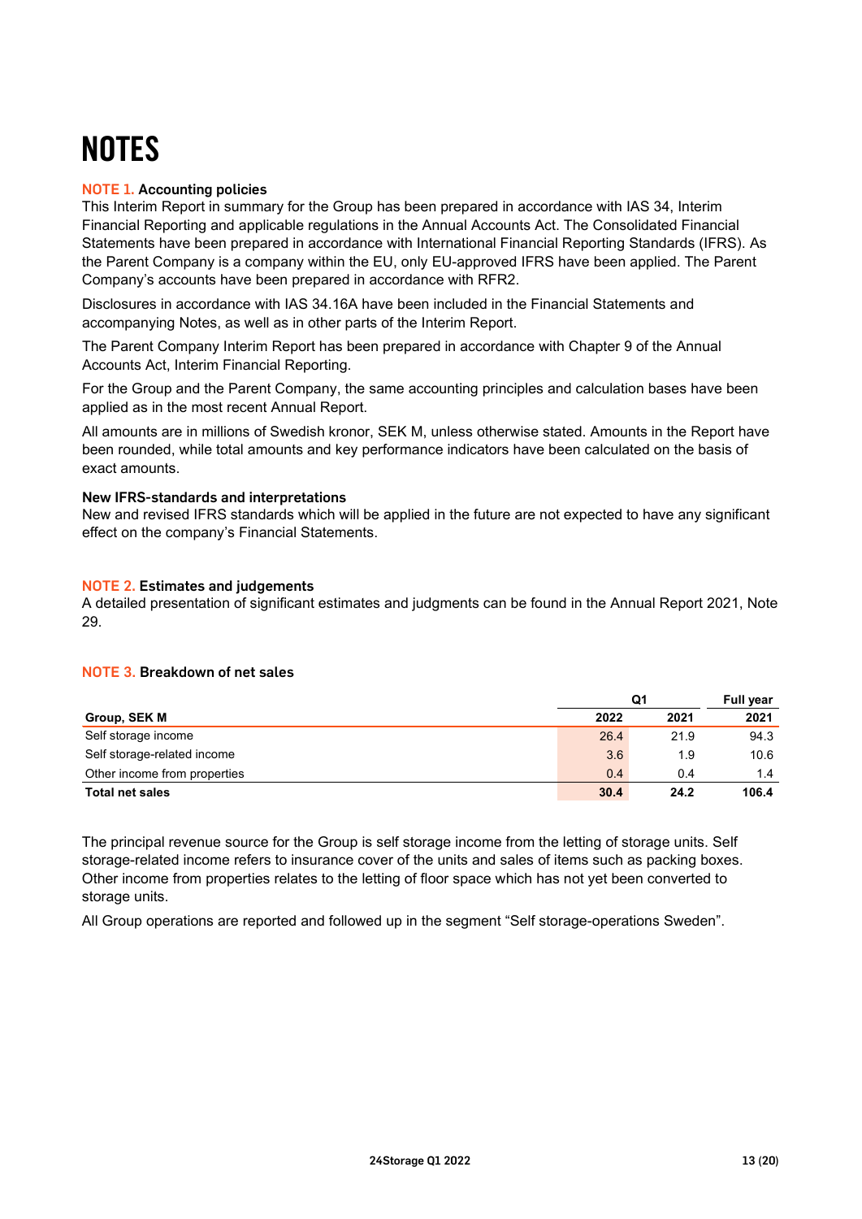# NOTES

### NOTE 1. Accounting policies

This Interim Report in summary for the Group has been prepared in accordance with IAS 34, Interim Financial Reporting and applicable regulations in the Annual Accounts Act. The Consolidated Financial Statements have been prepared in accordance with International Financial Reporting Standards (IFRS). As the Parent Company is a company within the EU, only EU-approved IFRS have been applied. The Parent Company's accounts have been prepared in accordance with RFR2.

Disclosures in accordance with IAS 34.16A have been included in the Financial Statements and accompanying Notes, as well as in other parts of the Interim Report.

The Parent Company Interim Report has been prepared in accordance with Chapter 9 of the Annual Accounts Act, Interim Financial Reporting.

For the Group and the Parent Company, the same accounting principles and calculation bases have been applied as in the most recent Annual Report.

All amounts are in millions of Swedish kronor, SEK M, unless otherwise stated. Amounts in the Report have been rounded, while total amounts and key performance indicators have been calculated on the basis of exact amounts.

**New IFRS-standards and interpretations**

New and revised IFRS standards which will be applied in the future are not expected to have any significant effect on the company's Financial Statements.

### NOTE 2. Estimates and judgements

A detailed presentation of significant estimates and judgments can be found in the Annual Report 2021, Note 29.

### NOTE 3. Breakdown of net sales

| | Q1 | | Full year |
|---|---|---|---|
| **Group, SEK M** | **2022** | **2021** | **2021** |
| Self storage income | 26.4 | 21.9 | 94.3 |
| Self storage-related income | 3.6 | 1.9 | 10.6 |
| Other income from properties | 0.4 | 0.4 | 1.4 |
| **Total net sales** | **30.4** | **24.2** | **106.4** |

The principal revenue source for the Group is self storage income from the letting of storage units. Self storage-related income refers to insurance cover of the units and sales of items such as packing boxes. Other income from properties relates to the letting of floor space which has not yet been converted to storage units.

All Group operations are reported and followed up in the segment "Self storage-operations Sweden".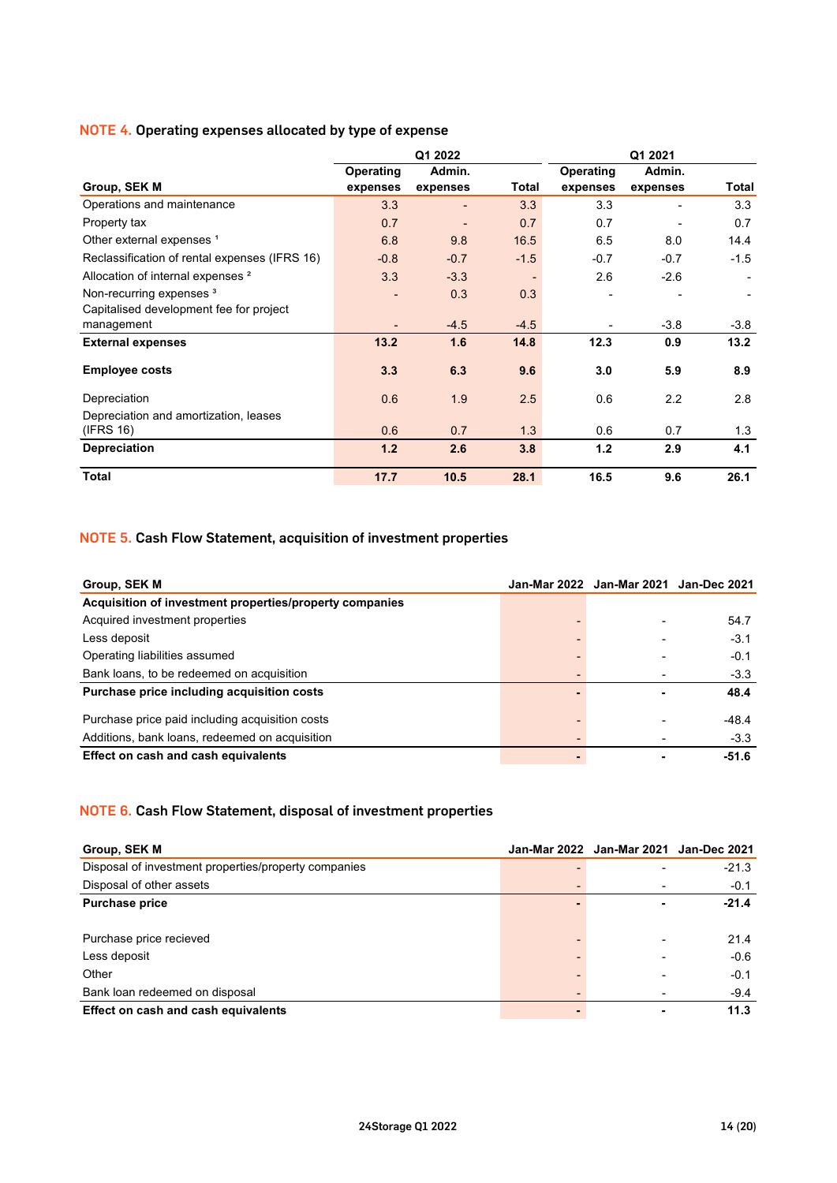## NOTE 4. Operating expenses allocated by type of expense

| Group, SEK M | Q1 2022 Operating expenses | Q1 2022 Admin. expenses | Q1 2022 Total | Q1 2021 Operating expenses | Q1 2021 Admin. expenses | Q1 2021 Total |
|---|---|---|---|---|---|---|
| Operations and maintenance | 3.3 | - | 3.3 | 3.3 | - | 3.3 |
| Property tax | 0.7 | - | 0.7 | 0.7 | - | 0.7 |
| Other external expenses [1] | 6.8 | 9.8 | 16.5 | 6.5 | 8.0 | 14.4 |
| Reclassification of rental expenses (IFRS 16) | -0.8 | -0.7 | -1.5 | -0.7 | -0.7 | -1.5 |
| Allocation of internal expenses [2] | 3.3 | -3.3 | - | 2.6 | -2.6 | - |
| Non-recurring expenses [3] | - | 0.3 | 0.3 | - | - | - |
| Capitalised development fee for project management | - | -4.5 | -4.5 | - | -3.8 | -3.8 |
| **External expenses** | **13.2** | **1.6** | **14.8** | **12.3** | **0.9** | **13.2** |
| **Employee costs** | **3.3** | **6.3** | **9.6** | **3.0** | **5.9** | **8.9** |
| Depreciation | 0.6 | 1.9 | 2.5 | 0.6 | 2.2 | 2.8 |
| Depreciation and amortization, leases (IFRS 16) | 0.6 | 0.7 | 1.3 | 0.6 | 0.7 | 1.3 |
| **Depreciation** | **1.2** | **2.6** | **3.8** | **1.2** | **2.9** | **4.1** |
| **Total** | **17.7** | **10.5** | **28.1** | **16.5** | **9.6** | **26.1** |

## NOTE 5. Cash Flow Statement, acquisition of investment properties

| Group, SEK M | Jan-Mar 2022 | Jan-Mar 2021 | Jan-Dec 2021 |
|---|---|---|---|
| **Acquisition of investment properties/property companies** | | | |
| Acquired investment properties | - | - | 54.7 |
| Less deposit | - | - | -3.1 |
| Operating liabilities assumed | - | - | -0.1 |
| Bank loans, to be redeemed on acquisition | - | - | -3.3 |
| **Purchase price including acquisition costs** | **-** | **-** | **48.4** |
| Purchase price paid including acquisition costs | - | - | -48.4 |
| Additions, bank loans, redeemed on acquisition | - | - | -3.3 |
| **Effect on cash and cash equivalents** | **-** | **-** | **-51.6** |

## NOTE 6. Cash Flow Statement, disposal of investment properties

| Group, SEK M | Jan-Mar 2022 | Jan-Mar 2021 | Jan-Dec 2021 |
|---|---|---|---|
| Disposal of investment properties/property companies | - | - | -21.3 |
| Disposal of other assets | - | - | -0.1 |
| **Purchase price** | **-** | **-** | **-21.4** |
| Purchase price recieved | - | - | 21.4 |
| Less deposit | - | - | -0.6 |
| Other | - | - | -0.1 |
| Bank loan redeemed on disposal | - | - | -9.4 |
| **Effect on cash and cash equivalents** | **-** | **-** | **11.3** |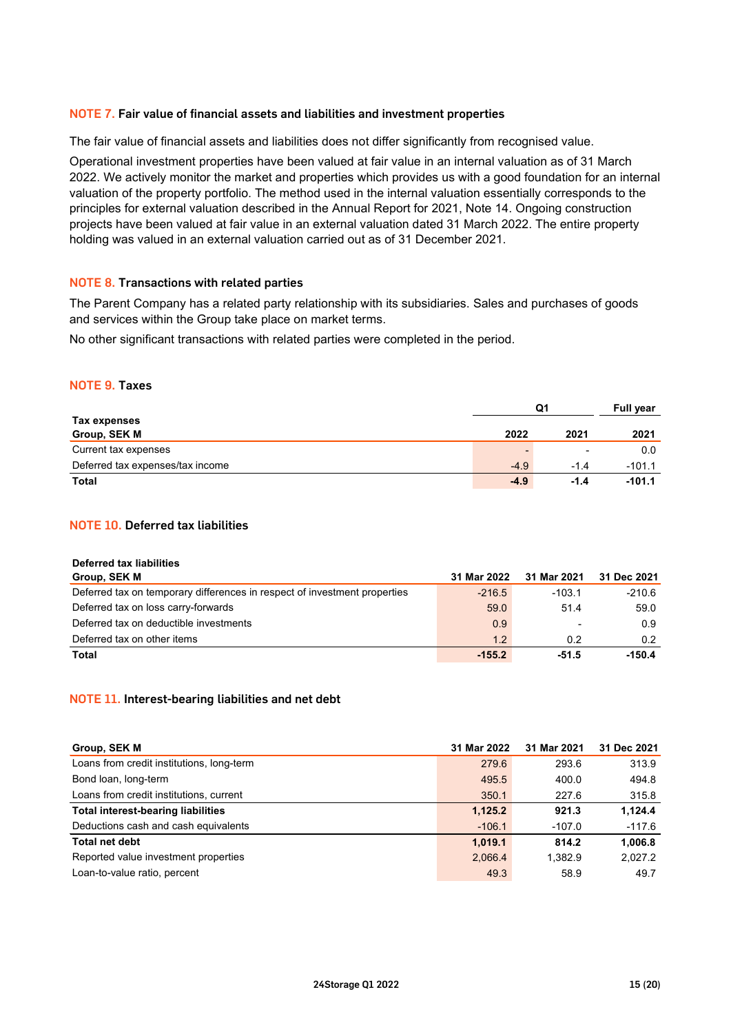## NOTE 7. Fair value of financial assets and liabilities and investment properties

The fair value of financial assets and liabilities does not differ significantly from recognised value.

Operational investment properties have been valued at fair value in an internal valuation as of 31 March 2022. We actively monitor the market and properties which provides us with a good foundation for an internal valuation of the property portfolio. The method used in the internal valuation essentially corresponds to the principles for external valuation described in the Annual Report for 2021, Note 14. Ongoing construction projects have been valued at fair value in an external valuation dated 31 March 2022. The entire property holding was valued in an external valuation carried out as of 31 December 2021.

## NOTE 8. Transactions with related parties

The Parent Company has a related party relationship with its subsidiaries. Sales and purchases of goods and services within the Group take place on market terms.

No other significant transactions with related parties were completed in the period.

## NOTE 9. Taxes

| Tax expenses | Q1 | | Full year |
|---|---|---|---|
| Group, SEK M | 2022 | 2021 | 2021 |
| Current tax expenses | - | - | 0.0 |
| Deferred tax expenses/tax income | -4.9 | -1.4 | -101.1 |
| **Total** | **-4.9** | **-1.4** | **-101.1** |

## NOTE 10. Deferred tax liabilities

| Deferred tax liabilities<br>Group, SEK M | 31 Mar 2022 | 31 Mar 2021 | 31 Dec 2021 |
|---|---|---|---|
| Deferred tax on temporary differences in respect of investment properties | -216.5 | -103.1 | -210.6 |
| Deferred tax on loss carry-forwards | 59.0 | 51.4 | 59.0 |
| Deferred tax on deductible investments | 0.9 | - | 0.9 |
| Deferred tax on other items | 1.2 | 0.2 | 0.2 |
| **Total** | **-155.2** | **-51.5** | **-150.4** |

## NOTE 11. Interest-bearing liabilities and net debt

| Group, SEK M | 31 Mar 2022 | 31 Mar 2021 | 31 Dec 2021 |
|---|---|---|---|
| Loans from credit institutions, long-term | 279.6 | 293.6 | 313.9 |
| Bond loan, long-term | 495.5 | 400.0 | 494.8 |
| Loans from credit institutions, current | 350.1 | 227.6 | 315.8 |
| **Total interest-bearing liabilities** | **1,125.2** | **921.3** | **1,124.4** |
| Deductions cash and cash equivalents | -106.1 | -107.0 | -117.6 |
| **Total net debt** | **1,019.1** | **814.2** | **1,006.8** |
| Reported value investment properties | 2,066.4 | 1,382.9 | 2,027.2 |
| Loan-to-value ratio, percent | 49.3 | 58.9 | 49.7 |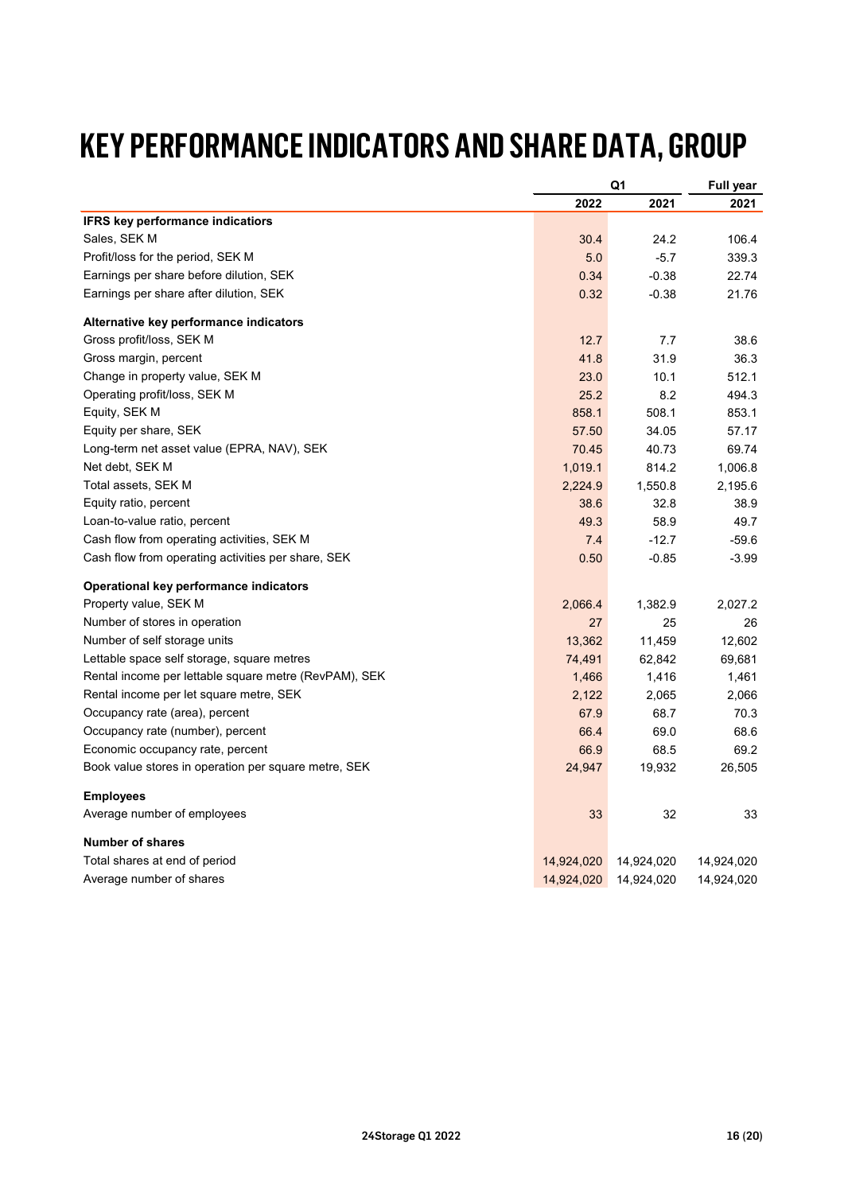# KEY PERFORMANCE INDICATORS AND SHARE DATA, GROUP

| | Q1 | | Full year |
|---|---|---|---|
| | 2022 | 2021 | 2021 |
| **IFRS key performance indicators** | | | |
| Sales, SEK M | 30.4 | 24.2 | 106.4 |
| Profit/loss for the period, SEK M | 5.0 | -5.7 | 339.3 |
| Earnings per share before dilution, SEK | 0.34 | -0.38 | 22.74 |
| Earnings per share after dilution, SEK | 0.32 | -0.38 | 21.76 |
| **Alternative key performance indicators** | | | |
| Gross profit/loss, SEK M | 12.7 | 7.7 | 38.6 |
| Gross margin, percent | 41.8 | 31.9 | 36.3 |
| Change in property value, SEK M | 23.0 | 10.1 | 512.1 |
| Operating profit/loss, SEK M | 25.2 | 8.2 | 494.3 |
| Equity, SEK M | 858.1 | 508.1 | 853.1 |
| Equity per share, SEK | 57.50 | 34.05 | 57.17 |
| Long-term net asset value (EPRA, NAV), SEK | 70.45 | 40.73 | 69.74 |
| Net debt, SEK M | 1,019.1 | 814.2 | 1,006.8 |
| Total assets, SEK M | 2,224.9 | 1,550.8 | 2,195.6 |
| Equity ratio, percent | 38.6 | 32.8 | 38.9 |
| Loan-to-value ratio, percent | 49.3 | 58.9 | 49.7 |
| Cash flow from operating activities, SEK M | 7.4 | -12.7 | -59.6 |
| Cash flow from operating activities per share, SEK | 0.50 | -0.85 | -3.99 |
| **Operational key performance indicators** | | | |
| Property value, SEK M | 2,066.4 | 1,382.9 | 2,027.2 |
| Number of stores in operation | 27 | 25 | 26 |
| Number of self storage units | 13,362 | 11,459 | 12,602 |
| Lettable space self storage, square metres | 74,491 | 62,842 | 69,681 |
| Rental income per lettable square metre (RevPAM), SEK | 1,466 | 1,416 | 1,461 |
| Rental income per let square metre, SEK | 2,122 | 2,065 | 2,066 |
| Occupancy rate (area), percent | 67.9 | 68.7 | 70.3 |
| Occupancy rate (number), percent | 66.4 | 69.0 | 68.6 |
| Economic occupancy rate, percent | 66.9 | 68.5 | 69.2 |
| Book value stores in operation per square metre, SEK | 24,947 | 19,932 | 26,505 |
| **Employees** | | | |
| Average number of employees | 33 | 32 | 33 |
| **Number of shares** | | | |
| Total shares at end of period | 14,924,020 | 14,924,020 | 14,924,020 |
| Average number of shares | 14,924,020 | 14,924,020 | 14,924,020 |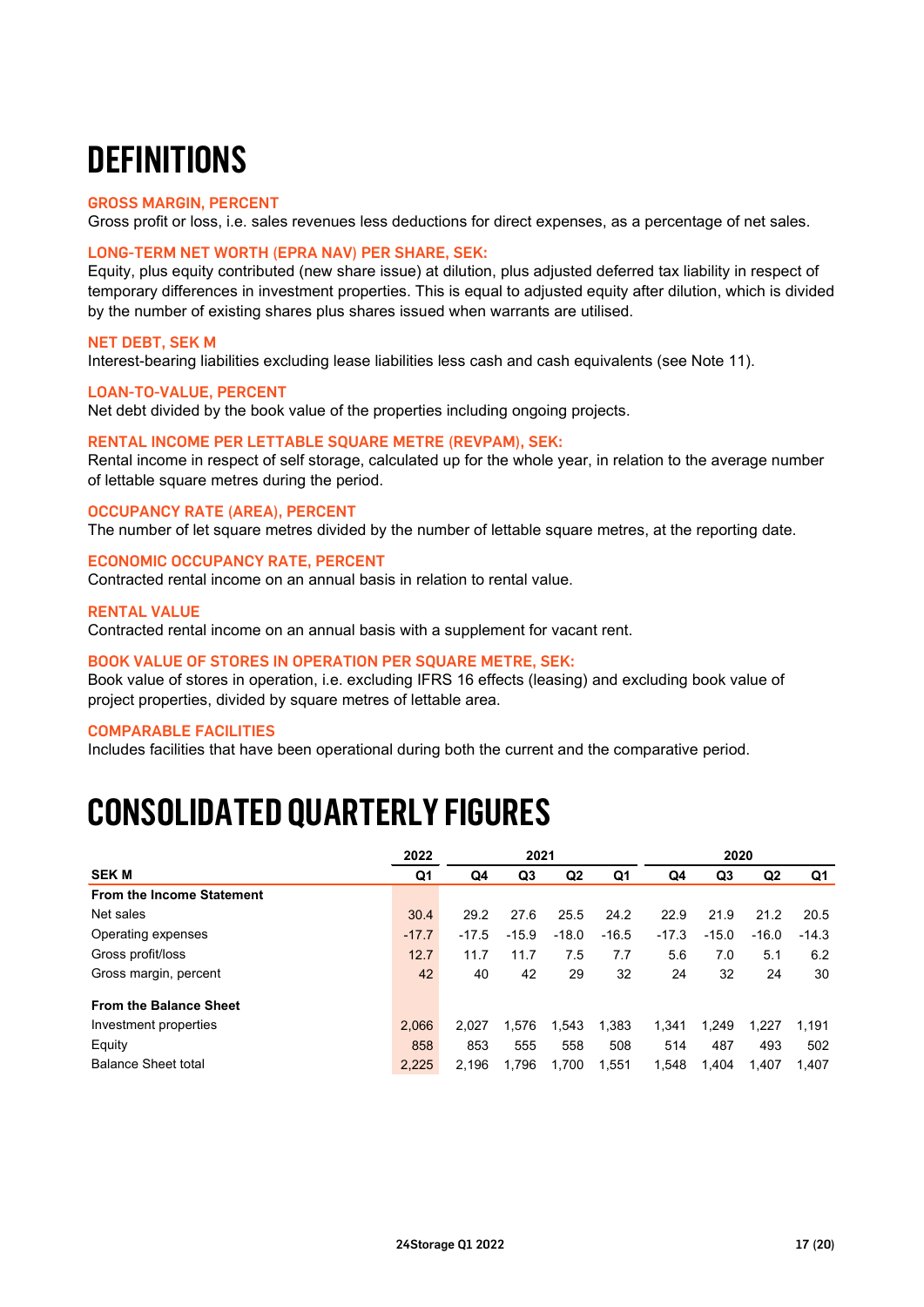# DEFINITIONS

### GROSS MARGIN, PERCENT
Gross profit or loss, i.e. sales revenues less deductions for direct expenses, as a percentage of net sales.

### LONG-TERM NET WORTH (EPRA NAV) PER SHARE, SEK:
Equity, plus equity contributed (new share issue) at dilution, plus adjusted deferred tax liability in respect of temporary differences in investment properties. This is equal to adjusted equity after dilution, which is divided by the number of existing shares plus shares issued when warrants are utilised.

### NET DEBT, SEK M
Interest-bearing liabilities excluding lease liabilities less cash and cash equivalents (see Note 11).

### LOAN-TO-VALUE, PERCENT
Net debt divided by the book value of the properties including ongoing projects.

### RENTAL INCOME PER LETTABLE SQUARE METRE (REVPAM), SEK:
Rental income in respect of self storage, calculated up for the whole year, in relation to the average number of lettable square metres during the period.

### OCCUPANCY RATE (AREA), PERCENT
The number of let square metres divided by the number of lettable square metres, at the reporting date.

### ECONOMIC OCCUPANCY RATE, PERCENT
Contracted rental income on an annual basis in relation to rental value.

### RENTAL VALUE
Contracted rental income on an annual basis with a supplement for vacant rent.

### BOOK VALUE OF STORES IN OPERATION PER SQUARE METRE, SEK:
Book value of stores in operation, i.e. excluding IFRS 16 effects (leasing) and excluding book value of project properties, divided by square metres of lettable area.

### COMPARABLE FACILITIES
Includes facilities that have been operational during both the current and the comparative period.

# CONSOLIDATED QUARTERLY FIGURES

| | 2022 | 2021 | | | | 2020 | | | |
|---|---|---|---|---|---|---|---|---|---|
| **SEK M** | **Q1** | **Q4** | **Q3** | **Q2** | **Q1** | **Q4** | **Q3** | **Q2** | **Q1** |
| **From the Income Statement** | | | | | | | | | |
| Net sales | 30.4 | 29.2 | 27.6 | 25.5 | 24.2 | 22.9 | 21.9 | 21.2 | 20.5 |
| Operating expenses | -17.7 | -17.5 | -15.9 | -18.0 | -16.5 | -17.3 | -15.0 | -16.0 | -14.3 |
| Gross profit/loss | 12.7 | 11.7 | 11.7 | 7.5 | 7.7 | 5.6 | 7.0 | 5.1 | 6.2 |
| Gross margin, percent | 42 | 40 | 42 | 29 | 32 | 24 | 32 | 24 | 30 |
| **From the Balance Sheet** | | | | | | | | | |
| Investment properties | 2,066 | 2,027 | 1,576 | 1,543 | 1,383 | 1,341 | 1,249 | 1,227 | 1,191 |
| Equity | 858 | 853 | 555 | 558 | 508 | 514 | 487 | 493 | 502 |
| Balance Sheet total | 2,225 | 2,196 | 1,796 | 1,700 | 1,551 | 1,548 | 1,404 | 1,407 | 1,407 |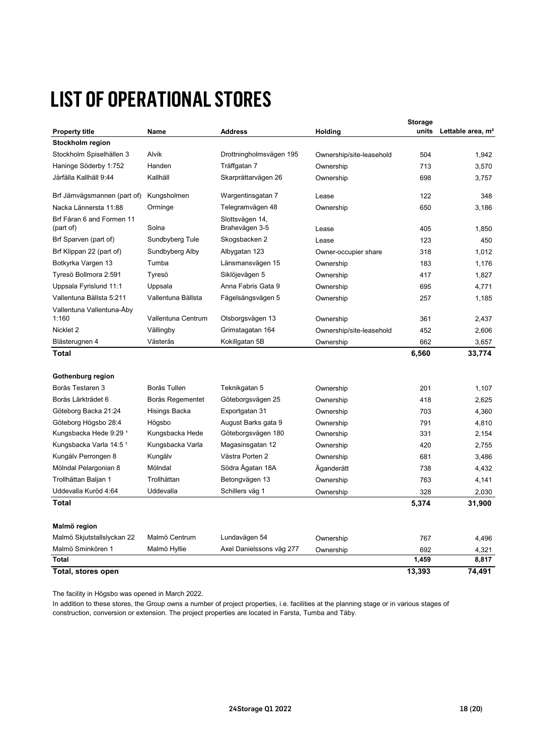# LIST OF OPERATIONAL STORES

| Property title | Name | Address | Holding | Storage units | Lettable area, m² |
|---|---|---|---|---|---|
| **Stockholm region** | | | | | |
| Stockholm Spiselhällen 3 | Alvik | Drottningholmsvägen 195 | Ownership/site-leasehold | 504 | 1,942 |
| Haninge Söderby 1:752 | Handen | Träffgatan 7 | Ownership | 713 | 3,570 |
| Järfälla Kallhäll 9:44 | Kallhäll | Skarprättarvägen 26 | Ownership | 698 | 3,757 |
| Brf Järnvägsmannen (part of) | Kungsholmen | Wargentinsgatan 7 | Lease | 122 | 348 |
| Nacka Lännersta 11:88 | Orminge | Telegramvägen 48 | Ownership | 650 | 3,186 |
| Brf Fåran 6 and Formen 11 (part of) | Solna | Slottsvägen 14, Brahevägen 3-5 | Lease | 405 | 1,850 |
| Brf Sparven (part of) | Sundbyberg Tule | Skogsbacken 2 | Lease | 123 | 450 |
| Brf Klippan 22 (part of) | Sundbyberg Alby | Albygatan 123 | Owner-occupier share | 318 | 1,012 |
| Botkyrka Vargen 13 | Tumba | Länsmansvägen 15 | Ownership | 183 | 1,176 |
| Tyresö Bollmora 2:591 | Tyresö | Siklöjevägen 5 | Ownership | 417 | 1,827 |
| Uppsala Fyrislund 11:1 | Uppsala | Anna Fabris Gata 9 | Ownership | 695 | 4,771 |
| Vallentuna Bällsta 5:211 | Vallentuna Bällsta | Fågelsångsvägen 5 | Ownership | 257 | 1,185 |
| Vallentuna Vallentuna-Åby 1:160 | Vallentuna Centrum | Olsborgsvägen 13 | Ownership | 361 | 2,437 |
| Nicklet 2 | Vällingby | Grimstagatan 164 | Ownership/site-leasehold | 452 | 2,606 |
| Blästerugnen 4 | Västerås | Kokillgatan 5B | Ownership | 662 | 3,657 |
| **Total** | | | | **6,560** | **33,774** |
| **Gothenburg region** | | | | | |
| Borås Testaren 3 | Borås Tullen | Teknikgatan 5 | Ownership | 201 | 1,107 |
| Borås Lärkträdet 6 | Borås Regementet | Göteborgsvägen 25 | Ownership | 418 | 2,625 |
| Göteborg Backa 21:24 | Hisings Backa | Exportgatan 31 | Ownership | 703 | 4,360 |
| Göteborg Högsbo 28:4 | Högsbo | August Barks gata 9 | Ownership | 791 | 4,810 |
| Kungsbacka Hede 9:29 [1] | Kungsbacka Hede | Göteborgsvägen 180 | Ownership | 331 | 2,154 |
| Kungsbacka Varla 14:5 [1] | Kungsbacka Varla | Magasinsgatan 12 | Ownership | 420 | 2,755 |
| Kungälv Perrongen 8 | Kungälv | Västra Porten 2 | Ownership | 681 | 3,486 |
| Mölndal Pelargonian 8 | Mölndal | Södra Ågatan 18A | Äganderätt | 738 | 4,432 |
| Trollhättan Baljan 1 | Trollhättan | Betongvägen 13 | Ownership | 763 | 4,141 |
| Uddevalla Kuröd 4:64 | Uddevalla | Schillers väg 1 | Ownership | 328 | 2,030 |
| **Total** | | | | **5,374** | **31,900** |
| **Malmö region** | | | | | |
| Malmö Skjutstallslyckan 22 | Malmö Centrum | Lundavägen 54 | Ownership | 767 | 4,496 |
| Malmö Sminkören 1 | Malmö Hyllie | Axel Danielssons väg 277 | Ownership | 692 | 4,321 |
| **Total** | | | | **1,459** | **8,817** |
| **Total, stores open** | | | | **13,393** | **74,491** |

The facility in Högsbo was opened in March 2022.

In addition to these stores, the Group owns a number of project properties, i.e. facilities at the planning stage or in various stages of construction, conversion or extension. The project properties are located in Farsta, Tumba and Täby.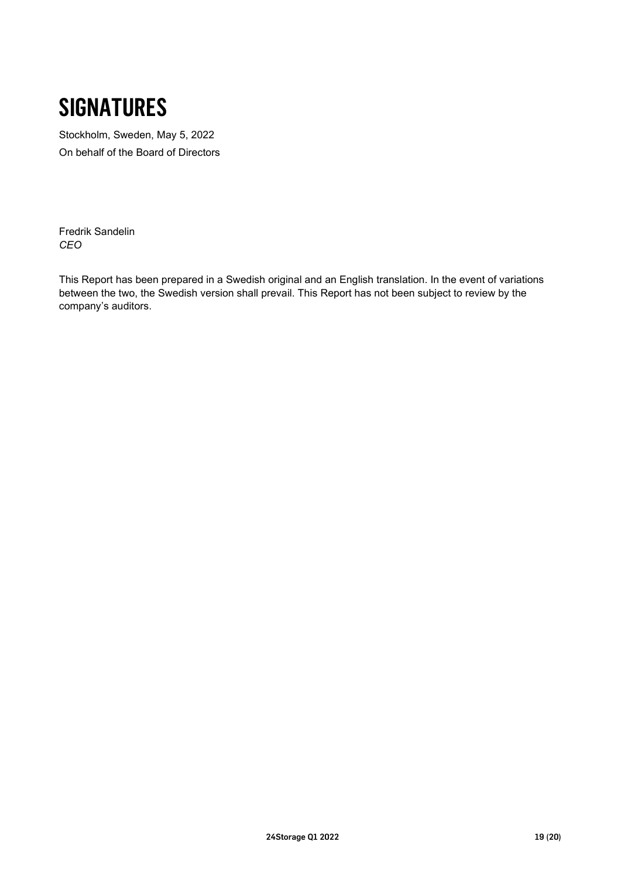# SIGNATURES

Stockholm, Sweden, May 5, 2022

On behalf of the Board of Directors

Fredrik Sandelin
*CEO*

This Report has been prepared in a Swedish original and an English translation. In the event of variations between the two, the Swedish version shall prevail. This Report has not been subject to review by the company's auditors.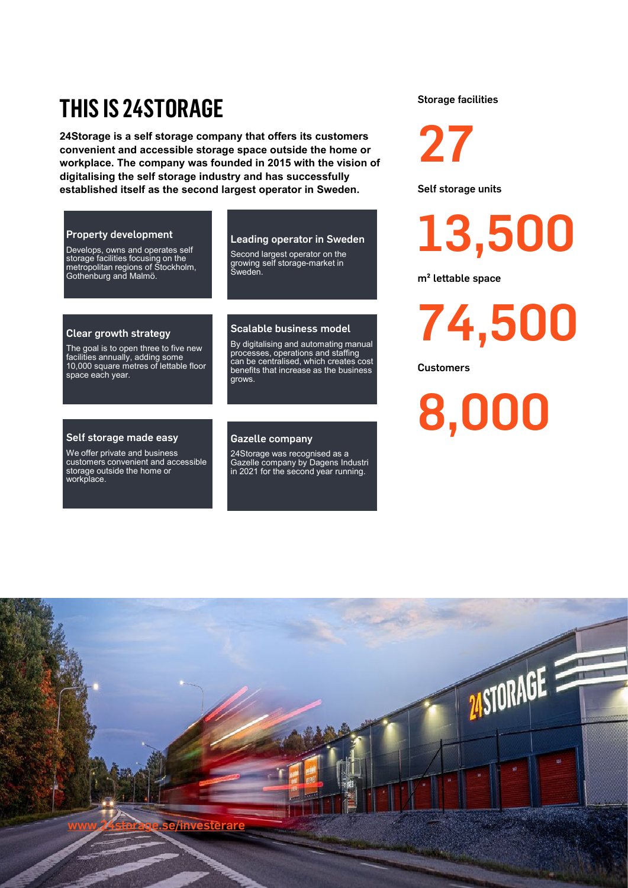# THIS IS 24STORAGE

**24Storage is a self storage company that offers its customers convenient and accessible storage space outside the home or workplace. The company was founded in 2015 with the vision of digitalising the self storage industry and has successfully established itself as the second largest operator in Sweden.**

### Property development

Develops, owns and operates self storage facilities focusing on the metropolitan regions of Stockholm, Gothenburg and Malmö.

### Leading operator in Sweden

Second largest operator on the growing self storage-market in Sweden.

### Clear growth strategy

The goal is to open three to five new facilities annually, adding some 10,000 square metres of lettable floor space each year.

### Scalable business model

By digitalising and automating manual processes, operations and staffing can be centralised, which creates cost benefits that increase as the business grows.

### Self storage made easy

We offer private and business customers convenient and accessible storage outside the home or workplace.

### Gazelle company

24Storage was recognised as a Gazelle company by Dagens Industri in 2021 for the second year running.

Storage facilities

**27**

Self storage units

**13,500**

m² lettable space

**74,500**

Customers

**8,000**

www.24storage.se/investerare